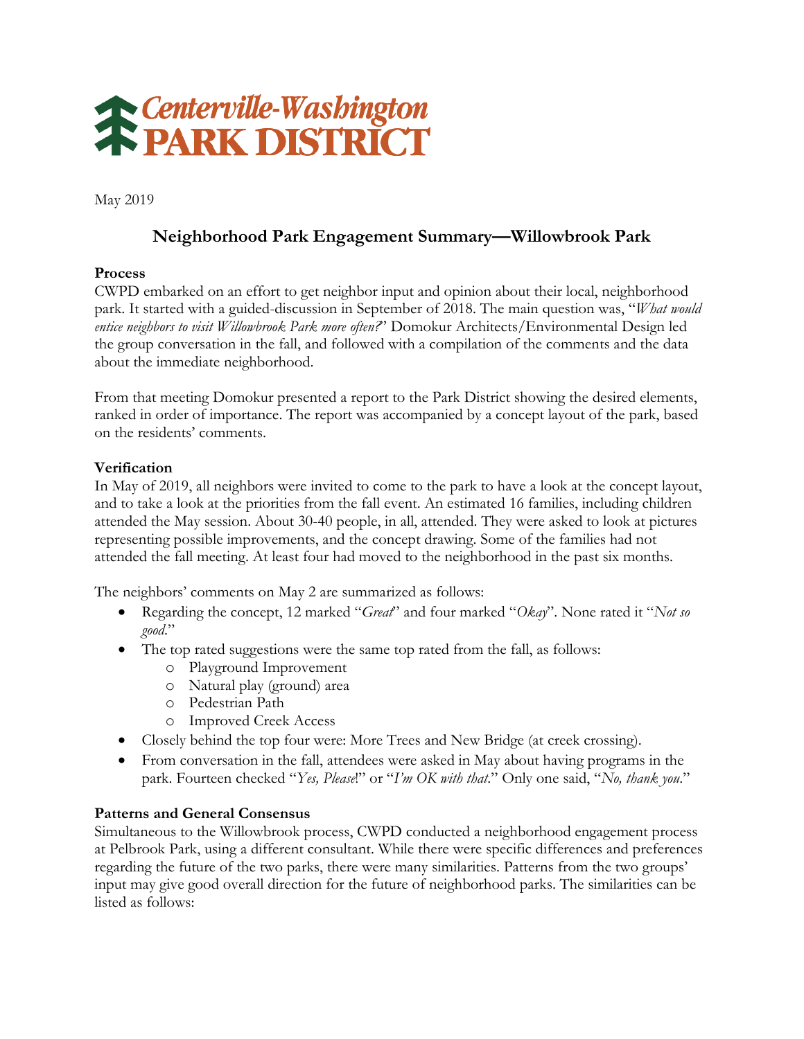# Centerville-Washington PARK DISTRICT

May 2019

## Neighborhood Park Engagement Summary—Willowbrook Park

**Process**

CWPD embarked on an effort to get neighbor input and opinion about their local, neighborhood park. It started with a guided-discussion in September of 2018. The main question was, "*What would entice neighbors to visit Willowbrook Park more often?*" Domokur Architects/Environmental Design led the group conversation in the fall, and followed with a compilation of the comments and the data about the immediate neighborhood.

From that meeting Domokur presented a report to the Park District showing the desired elements, ranked in order of importance. The report was accompanied by a concept layout of the park, based on the residents' comments.

**Verification**

In May of 2019, all neighbors were invited to come to the park to have a look at the concept layout, and to take a look at the priorities from the fall event. An estimated 16 families, including children attended the May session. About 30-40 people, in all, attended. They were asked to look at pictures representing possible improvements, and the concept drawing. Some of the families had not attended the fall meeting. At least four had moved to the neighborhood in the past six months.

The neighbors' comments on May 2 are summarized as follows:

- Regarding the concept, 12 marked "*Great*" and four marked "*Okay*". None rated it "*Not so good*."
- The top rated suggestions were the same top rated from the fall, as follows:
    - Playground Improvement
    - Natural play (ground) area
    - Pedestrian Path
    - Improved Creek Access
- Closely behind the top four were: More Trees and New Bridge (at creek crossing).
- From conversation in the fall, attendees were asked in May about having programs in the park. Fourteen checked "*Yes, Please*!" or "*I'm OK with that*." Only one said, "*No, thank you*."

**Patterns and General Consensus**

Simultaneous to the Willowbrook process, CWPD conducted a neighborhood engagement process at Pelbrook Park, using a different consultant. While there were specific differences and preferences regarding the future of the two parks, there were many similarities. Patterns from the two groups' input may give good overall direction for the future of neighborhood parks. The similarities can be listed as follows: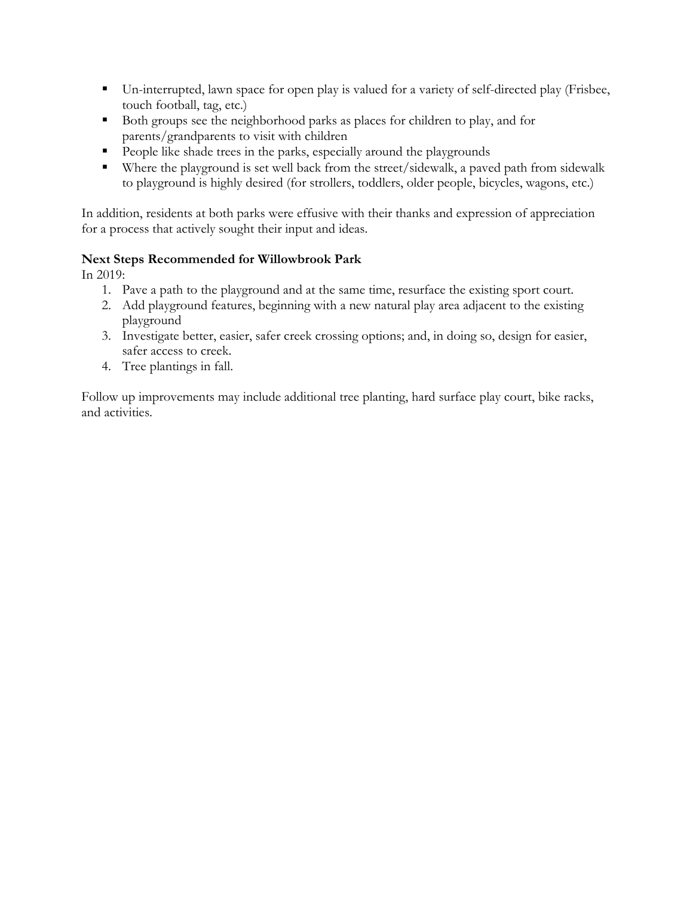- Un-interrupted, lawn space for open play is valued for a variety of self-directed play (Frisbee, touch football, tag, etc.)
- Both groups see the neighborhood parks as places for children to play, and for parents/grandparents to visit with children
- People like shade trees in the parks, especially around the playgrounds
- Where the playground is set well back from the street/sidewalk, a paved path from sidewalk to playground is highly desired (for strollers, toddlers, older people, bicycles, wagons, etc.)

In addition, residents at both parks were effusive with their thanks and expression of appreciation for a process that actively sought their input and ideas.

**Next Steps Recommended for Willowbrook Park**

In 2019:

1. Pave a path to the playground and at the same time, resurface the existing sport court.
2. Add playground features, beginning with a new natural play area adjacent to the existing playground
3. Investigate better, easier, safer creek crossing options; and, in doing so, design for easier, safer access to creek.
4. Tree plantings in fall.

Follow up improvements may include additional tree planting, hard surface play court, bike racks, and activities.